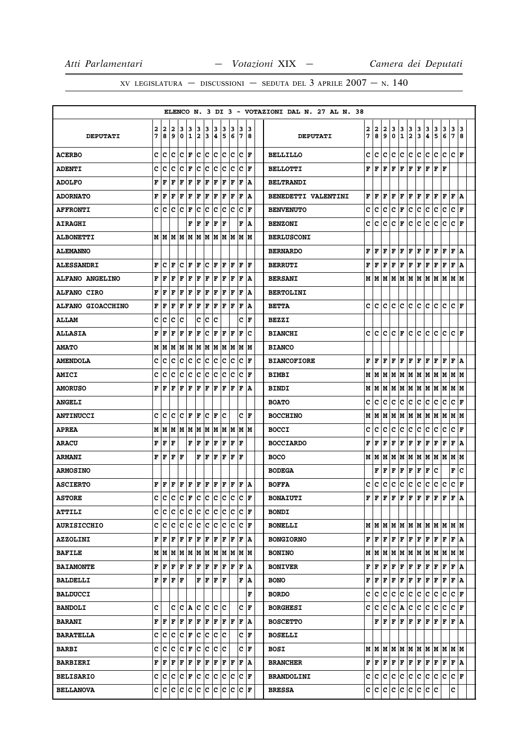XV LEGISLATURA — DISCUSSIONI — SEDUTA DEL 3 APRILE 2007 — N. 140

ELENCO N. 3 DI 3 - VOTAZIONI DAL N. 27 AL N. 38

| DEPUTATI | 27 | 28 | 29 | 30 | 31 | 32 | 33 | 34 | 35 | 36 | 37 | 38 |
|---|---|---|---|---|---|---|---|---|---|---|---|---|
| ACERBO | C | C | C | C | F | C | C | C | C | C | C | F |
| ADENTI | C | C | C | C | F | C | C | C | C | C | C | F |
| ADOLFO | F | F | F | F | F | F | F | F | F | F | F | A |
| ADORNATO | F | F | F | F | F | F | F | F | F | F | F | A |
| AFFRONTI | C | C | C | C | F | C | C | C | C | C | C | F |
| AIRAGHI | | | | | F | F | F | F | F | | F | A |
| ALBONETTI | M | M | M | M | M | M | M | M | M | M | M | M |
| ALEMANNO | | | | | | | | | | | | |
| ALESSANDRI | F | C | F | C | F | F | C | F | F | F | F | F |
| ALFANO ANGELINO | F | F | F | F | F | F | F | F | F | F | F | A |
| ALFANO CIRO | F | F | F | F | F | F | F | F | F | F | F | A |
| ALFANO GIOACCHINO | F | F | F | F | F | F | F | F | F | F | F | A |
| ALLAM | C | C | C | C | | C | C | C | | | C | F |
| ALLASIA | F | F | F | F | F | F | C | F | F | F | F | C |
| AMATO | M | M | M | M | M | M | M | M | M | M | M | M |
| AMENDOLA | C | C | C | C | C | C | C | C | C | C | C | F |
| AMICI | C | C | C | C | C | C | C | C | C | C | C | F |
| AMORUSO | F | F | F | F | F | F | F | F | F | F | F | A |
| ANGELI | | | | | | | | | | | | |
| ANTINUCCI | C | C | C | C | F | F | C | F | C | | C | F |
| APREA | M | M | M | M | M | M | M | M | M | M | M | M |
| ARACU | F | F | F | | F | F | F | F | F | F | F | |
| ARMANI | F | F | F | F | | F | F | F | F | F | F | |
| ARMOSINO | | | | | | | | | | | | |
| ASCIERTO | F | F | F | F | F | F | F | F | F | F | F | A |
| ASTORE | C | C | C | C | F | C | C | C | C | C | C | F |
| ATTILI | C | C | C | C | C | C | C | C | C | C | C | F |
| AURISICCHIO | C | C | C | C | C | C | C | C | C | C | C | F |
| AZZOLINI | F | F | F | F | F | F | F | F | F | F | F | A |
| BAFILE | M | M | M | M | M | M | M | M | M | M | M | M |
| BAIAMONTE | F | F | F | F | F | F | F | F | F | F | F | A |
| BALDELLI | F | F | F | F | | F | F | F | F | | F | A |
| BALDUCCI | | | | | | | | | | | | F |
| BANDOLI | C | | C | C | A | C | C | C | C | | C | F |
| BARANI | F | F | F | F | F | F | F | F | F | F | F | A |
| BARATELLA | C | C | C | C | F | C | C | C | C | | C | F |
| BARBI | C | C | C | C | F | C | C | C | C | | C | F |
| BARBIERI | F | F | F | F | F | F | F | F | F | F | F | A |
| BELISARIO | C | C | C | C | F | C | C | C | C | C | C | F |
| BELLANOVA | C | C | C | C | C | C | C | C | C | C | C | F |
| BELLILLO | C | C | C | C | C | C | C | C | C | C | C | F |
| BELLOTTI | F | F | F | F | F | F | F | F | F | F | | |
| BELTRANDI | | | | | | | | | | | | |
| BENEDETTI VALENTINI | F | F | F | F | F | F | F | F | F | F | F | A |
| BENVENUTO | C | C | C | C | F | C | C | C | C | C | C | F |
| BENZONI | C | C | C | C | F | C | C | C | C | C | C | F |
| BERLUSCONI | | | | | | | | | | | | |
| BERNARDO | F | F | F | F | F | F | F | F | F | F | F | A |
| BERRUTI | F | F | F | F | F | F | F | F | F | F | F | A |
| BERSANI | M | M | M | M | M | M | M | M | M | M | M | M |
| BERTOLINI | | | | | | | | | | | | |
| BETTA | C | C | C | C | C | C | C | C | C | C | C | F |
| BEZZI | | | | | | | | | | | | |
| BIANCHI | C | C | C | C | F | C | C | C | C | C | C | F |
| BIANCO | | | | | | | | | | | | |
| BIANCOFIORE | F | F | F | F | F | F | F | F | F | F | F | A |
| BIMBI | M | M | M | M | M | M | M | M | M | M | M | M |
| BINDI | M | M | M | M | M | M | M | M | M | M | M | M |
| BOATO | C | C | C | C | C | C | C | C | C | C | C | F |
| BOCCHINO | M | M | M | M | M | M | M | M | M | M | M | M |
| BOCCI | C | C | C | C | C | C | C | C | C | C | C | F |
| BOCCIARDO | F | F | F | F | F | F | F | F | F | F | F | A |
| BOCO | M | M | M | M | M | M | M | M | M | M | M | M |
| BODEGA | | F | F | F | F | F | F | F | C | | F | C |
| BOFFA | C | C | C | C | C | C | C | C | C | C | C | F |
| BONAIUTI | F | F | F | F | F | F | F | F | F | F | F | A |
| BONDI | | | | | | | | | | | | |
| BONELLI | M | M | M | M | M | M | M | M | M | M | M | M |
| BONGIORNO | F | F | F | F | F | F | F | F | F | F | F | A |
| BONINO | M | M | M | M | M | M | M | M | M | M | M | M |
| BONIVER | F | F | F | F | F | F | F | F | F | F | F | A |
| BONO | F | F | F | F | F | F | F | F | F | F | F | A |
| BORDO | C | C | C | C | C | C | C | C | C | C | C | F |
| BORGHESI | C | C | C | C | A | C | C | C | C | C | C | F |
| BOSCETTO | | F | F | F | F | F | F | F | F | F | F | A |
| BOSELLI | | | | | | | | | | | | |
| BOSI | M | M | M | M | M | M | M | M | M | M | M | M |
| BRANCHER | F | F | F | F | F | F | F | F | F | F | F | A |
| BRANDOLINI | C | C | C | C | C | C | C | C | C | C | C | F |
| BRESSA | C | C | C | C | C | C | C | C | C | | C | |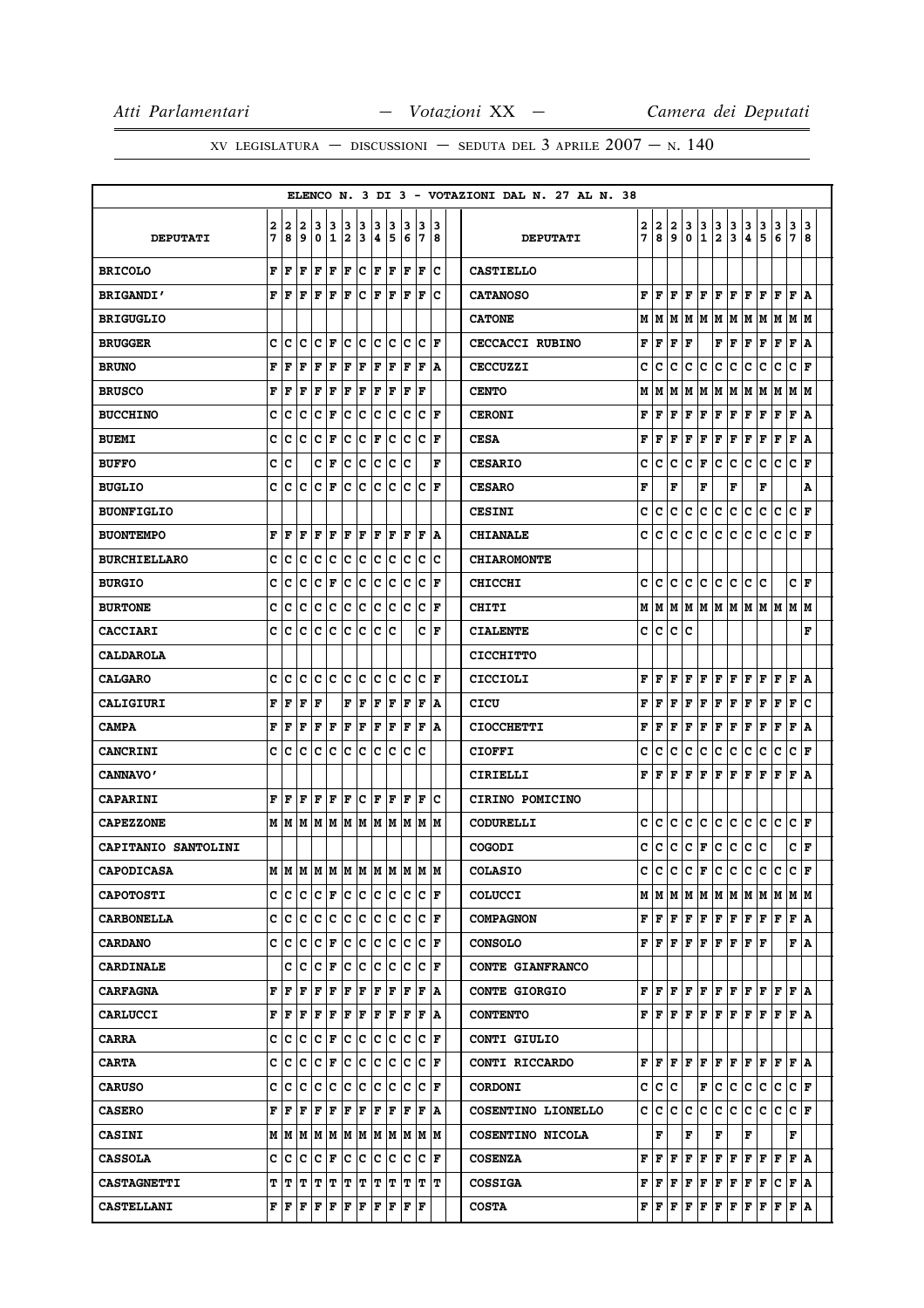ELENCO N. 3 DI 3 - VOTAZIONI DAL N. 27 AL N. 38

| DEPUTATI | 27 | 28 | 29 | 30 | 31 | 32 | 33 | 34 | 35 | 36 | 37 | 38 | DEPUTATI | 27 | 28 | 29 | 30 | 31 | 32 | 33 | 34 | 35 | 36 | 37 | 38 |
|---|---|---|---|---|---|---|---|---|---|---|---|---|---|---|---|---|---|---|---|---|---|---|---|---|---|
| BRICOLO | F | F | F | F | F | F | C | F | F | F | F | C | CASTIELLO | | | | | | | | | | | | |
| BRIGANDI' | F | F | F | F | F | F | C | F | F | F | F | C | CATANOSO | F | F | F | F | F | F | F | F | F | F | F | A |
| BRIGUGLIO | | | | | | | | | | | | | CATONE | M | M | M | M | M | M | M | M | M | M | M | M |
| BRUGGER | C | C | C | C | F | C | C | C | C | C | C | F | CECCACCI RUBINO | F | F | F | F | | F | F | F | F | F | F | A |
| BRUNO | F | F | F | F | F | F | F | F | F | F | F | A | CECCUZZI | C | C | C | C | C | C | C | C | C | C | C | F |
| BRUSCO | F | F | F | F | F | F | F | F | F | F | F | | CENTO | M | M | M | M | M | M | M | M | M | M | M | M |
| BUCCHINO | C | C | C | C | F | C | C | C | C | C | C | F | CERONI | F | F | F | F | F | F | F | F | F | F | F | A |
| BUEMI | C | C | C | C | F | C | C | F | C | C | C | F | CESA | F | F | F | F | F | F | F | F | F | F | F | A |
| BUFFO | C | C | | C | F | C | C | C | C | C | | F | CESARIO | C | C | C | C | F | C | C | C | C | C | C | F |
| BUGLIO | C | C | C | C | F | C | C | C | C | C | C | F | CESARO | F | | F | | F | | F | | F | | | A |
| BUONFIGLIO | | | | | | | | | | | | | CESINI | C | C | C | C | C | C | C | C | C | C | C | F |
| BUONTEMPO | F | F | F | F | F | F | F | F | F | F | F | A | CHIANALE | C | C | C | C | C | C | C | C | C | C | C | F |
| BURCHIELLARO | C | C | C | C | C | C | C | C | C | C | C | C | CHIAROMONTE | | | | | | | | | | | | |
| BURGIO | C | C | C | C | F | C | C | C | C | C | C | F | CHICCHI | C | C | C | C | C | C | C | C | C | | C | F |
| BURTONE | C | C | C | C | C | C | C | C | C | C | C | F | CHITI | M | M | M | M | M | M | M | M | M | M | M | M |
| CACCIARI | C | C | C | C | C | C | C | C | C | | C | F | CIALENTE | C | C | C | C | | | | | | | | F |
| CALDAROLA | | | | | | | | | | | | | CICCHITTO | | | | | | | | | | | | |
| CALGARO | C | C | C | C | C | C | C | C | C | C | C | F | CICCIOLI | F | F | F | F | F | F | F | F | F | F | F | A |
| CALIGIURI | F | F | F | F | | F | F | F | F | F | F | A | CICU | F | F | F | F | F | F | F | F | F | F | F | C |
| CAMPA | F | F | F | F | F | F | F | F | F | F | F | A | CIOCCHETTI | F | F | F | F | F | F | F | F | F | F | F | A |
| CANCRINI | C | C | C | C | C | C | C | C | C | C | C | | CIOFFI | C | C | C | C | C | C | C | C | C | C | C | F |
| CANNAVO' | | | | | | | | | | | | | CIRIELLI | F | F | F | F | F | F | F | F | F | F | F | A |
| CAPARINI | F | F | F | F | F | F | C | F | F | F | F | C | CIRINO POMICINO | | | | | | | | | | | | |
| CAPEZZONE | M | M | M | M | M | M | M | M | M | M | M | M | CODURELLI | C | C | C | C | C | C | C | C | C | C | C | F |
| CAPITANIO SANTOLINI | | | | | | | | | | | | | COGODI | C | C | C | C | F | C | C | C | C | | C | F |
| CAPODICASA | M | M | M | M | M | M | M | M | M | M | M | M | COLASIO | C | C | C | C | F | C | C | C | C | C | C | F |
| CAPOTOSTI | C | C | C | C | F | C | C | C | C | C | C | F | COLUCCI | M | M | M | M | M | M | M | M | M | M | M | M |
| CARBONELLA | C | C | C | C | C | C | C | C | C | C | C | F | COMPAGNON | F | F | F | F | F | F | F | F | F | F | F | A |
| CARDANO | C | C | C | C | F | C | C | C | C | C | C | F | CONSOLO | F | F | F | F | F | F | F | F | F | | F | A |
| CARDINALE | | C | C | C | F | C | C | C | C | C | C | F | CONTE GIANFRANCO | | | | | | | | | | | | |
| CARFAGNA | F | F | F | F | F | F | F | F | F | F | F | A | CONTE GIORGIO | F | F | F | F | F | F | F | F | F | F | F | A |
| CARLUCCI | F | F | F | F | F | F | F | F | F | F | F | A | CONTENTO | F | F | F | F | F | F | F | F | F | F | F | A |
| CARRA | C | C | C | C | F | C | C | C | C | C | C | F | CONTI GIULIO | | | | | | | | | | | | |
| CARTA | C | C | C | C | F | C | C | C | C | C | C | F | CONTI RICCARDO | F | F | F | F | F | F | F | F | F | F | F | A |
| CARUSO | C | C | C | C | C | C | C | C | C | C | C | F | CORDONI | C | C | C | | F | C | C | C | C | C | C | F |
| CASERO | F | F | F | F | F | F | F | F | F | F | F | A | COSENTINO LIONELLO | C | C | C | C | C | C | C | C | C | C | C | F |
| CASINI | M | M | M | M | M | M | M | M | M | M | M | M | COSENTINO NICOLA | | F | | F | | F | | F | | | F | |
| CASSOLA | C | C | C | C | F | C | C | C | C | C | C | F | COSENZA | F | F | F | F | F | F | F | F | F | F | F | A |
| CASTAGNETTI | T | T | T | T | T | T | T | T | T | T | T | T | COSSIGA | F | F | F | F | F | F | F | F | F | C | F | A |
| CASTELLANI | F | F | F | F | F | F | F | F | F | F | F | | COSTA | F | F | F | F | F | F | F | F | F | F | F | A |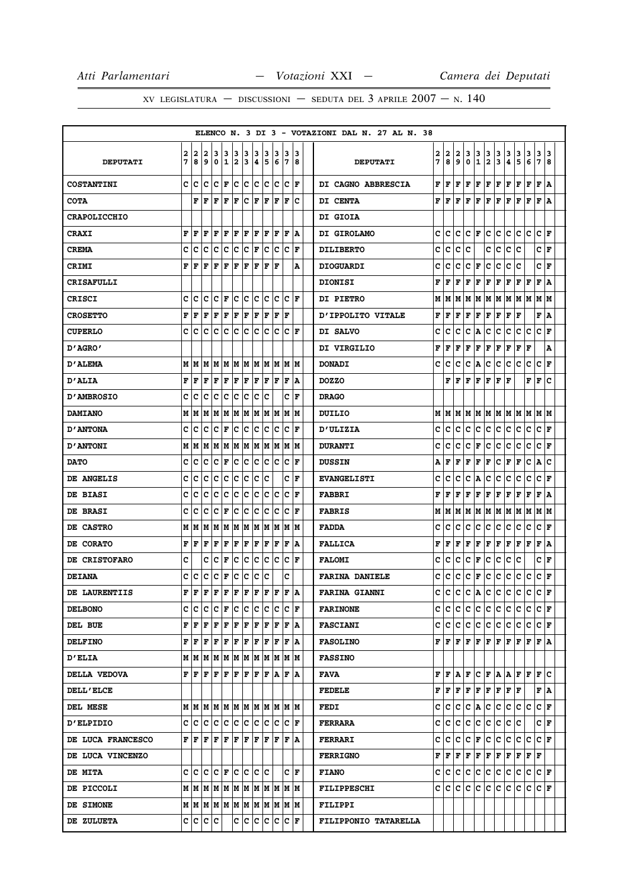ELENCO N. 3 DI 3 - VOTAZIONI DAL N. 27 AL N. 38

| DEPUTATI | 27 | 28 | 29 | 30 | 31 | 32 | 33 | 34 | 35 | 36 | 37 | 38 |
|---|---|---|---|---|---|---|---|---|---|---|---|---|
| COSTANTINI | C | C | C | C | F | C | C | C | C | C | C | F |
| COTA | | F | F | F | F | F | C | F | F | F | F | C |
| CRAPOLICCHIO | | | | | | | | | | | | |
| CRAXI | F | F | F | F | F | F | F | F | F | F | F | A |
| CREMA | C | C | C | C | C | C | C | F | C | C | C | F |
| CRIMI | F | F | F | F | F | F | F | F | F | F | | A |
| CRISAFULLI | | | | | | | | | | | | |
| CRISCI | C | C | C | C | F | C | C | C | C | C | C | F |
| CROSETTO | F | F | F | F | F | F | F | F | F | F | F | |
| CUPERLO | C | C | C | C | C | C | C | C | C | C | C | F |
| D'AGRO' | | | | | | | | | | | | |
| D'ALEMA | M | M | M | M | M | M | M | M | M | M | M | M |
| D'ALIA | F | F | F | F | F | F | F | F | F | F | F | A |
| D'AMBROSIO | C | C | C | C | C | C | C | C | C | | C | F |
| DAMIANO | M | M | M | M | M | M | M | M | M | M | M | M |
| D'ANTONA | C | C | C | C | F | C | C | C | C | C | C | F |
| D'ANTONI | M | M | M | M | M | M | M | M | M | M | M | M |
| DATO | C | C | C | C | F | C | C | C | C | C | C | F |
| DE ANGELIS | C | C | C | C | C | C | C | C | C | | C | F |
| DE BIASI | C | C | C | C | C | C | C | C | C | C | C | F |
| DE BRASI | C | C | C | C | F | C | C | C | C | C | C | F |
| DE CASTRO | M | M | M | M | M | M | M | M | M | M | M | M |
| DE CORATO | F | F | F | F | F | F | F | F | F | F | F | A |
| DE CRISTOFARO | C | | C | C | F | C | C | C | C | C | C | F |
| DEIANA | C | C | C | C | F | C | C | C | C | | C | |
| DE LAURENTIIS | F | F | F | F | F | F | F | F | F | F | F | A |
| DELBONO | C | C | C | C | F | C | C | C | C | C | C | F |
| DEL BUE | F | F | F | F | F | F | F | F | F | F | F | A |
| DELFINO | F | F | F | F | F | F | F | F | F | F | F | A |
| D'ELIA | M | M | M | M | M | M | M | M | M | M | M | M |
| DELLA VEDOVA | F | F | F | F | F | F | F | F | F | A | F | A |
| DELL'ELCE | | | | | | | | | | | | |
| DEL MESE | M | M | M | M | M | M | M | M | M | M | M | M |
| D'ELPIDIO | C | C | C | C | C | C | C | C | C | C | C | F |
| DE LUCA FRANCESCO | F | F | F | F | F | F | F | F | F | F | F | A |
| DE LUCA VINCENZO | | | | | | | | | | | | |
| DE MITA | C | C | C | C | F | C | C | C | C | | C | F |
| DE PICCOLI | M | M | M | M | M | M | M | M | M | M | M | M |
| DE SIMONE | M | M | M | M | M | M | M | M | M | M | M | M |
| DE ZULUETA | C | C | C | C | | C | C | C | C | C | C | F |

| DEPUTATI | 27 | 28 | 29 | 30 | 31 | 32 | 33 | 34 | 35 | 36 | 37 | 38 |
|---|---|---|---|---|---|---|---|---|---|---|---|---|
| DI CAGNO ABBRESCIA | F | F | F | F | F | F | F | F | F | F | F | A |
| DI CENTA | F | F | F | F | F | F | F | F | F | F | F | A |
| DI GIOIA | | | | | | | | | | | | |
| DI GIROLAMO | C | C | C | C | F | C | C | C | C | C | C | F |
| DILIBERTO | C | C | C | C | | C | C | C | C | | C | F |
| DIOGUARDI | C | C | C | C | F | C | C | C | C | | C | F |
| DIONISI | F | F | F | F | F | F | F | F | F | F | F | A |
| DI PIETRO | M | M | M | M | M | M | M | M | M | M | M | M |
| D'IPPOLITO VITALE | F | F | F | F | F | F | F | F | F | | F | A |
| DI SALVO | C | C | C | C | A | C | C | C | C | C | C | F |
| DI VIRGILIO | F | F | F | F | F | F | F | F | F | F | | A |
| DONADI | C | C | C | C | A | C | C | C | C | C | C | F |
| DOZZO | | F | F | F | F | F | F | F | | F | F | C |
| DRAGO | | | | | | | | | | | | |
| DUILIO | M | M | M | M | M | M | M | M | M | M | M | M |
| D'ULIZIA | C | C | C | C | C | C | C | C | C | C | C | F |
| DURANTI | C | C | C | C | F | C | C | C | C | C | C | F |
| DUSSIN | A | F | F | F | F | F | C | F | F | C | A | C |
| EVANGELISTI | C | C | C | C | A | C | C | C | C | C | C | F |
| FABBRI | F | F | F | F | F | F | F | F | F | F | F | A |
| FABRIS | M | M | M | M | M | M | M | M | M | M | M | M |
| FADDA | C | C | C | C | C | C | C | C | C | C | C | F |
| FALLICA | F | F | F | F | F | F | F | F | F | F | F | A |
| FALOMI | C | C | C | C | F | C | C | C | C | | C | F |
| FARINA DANIELE | C | C | C | C | F | C | C | C | C | C | C | F |
| FARINA GIANNI | C | C | C | C | A | C | C | C | C | C | C | F |
| FARINONE | C | C | C | C | C | C | C | C | C | C | C | F |
| FASCIANI | C | C | C | C | C | C | C | C | C | C | C | F |
| FASOLINO | F | F | F | F | F | F | F | F | F | F | F | A |
| FASSINO | | | | | | | | | | | | |
| FAVA | F | F | A | F | C | F | A | A | F | F | F | C |
| FEDELE | F | F | F | F | F | F | F | F | F | | F | A |
| FEDI | C | C | C | C | A | C | C | C | C | C | C | F |
| FERRARA | C | C | C | C | C | C | C | C | C | | C | F |
| FERRARI | C | C | C | C | F | C | C | C | C | C | C | F |
| FERRIGNO | F | F | F | F | F | F | F | F | F | F | F | |
| FIANO | C | C | C | C | C | C | C | C | C | C | C | F |
| FILIPPESCHI | C | C | C | C | C | C | C | C | C | C | C | F |
| FILIPPI | | | | | | | | | | | | |
| FILIPPONIO TATARELLA | | | | | | | | | | | | |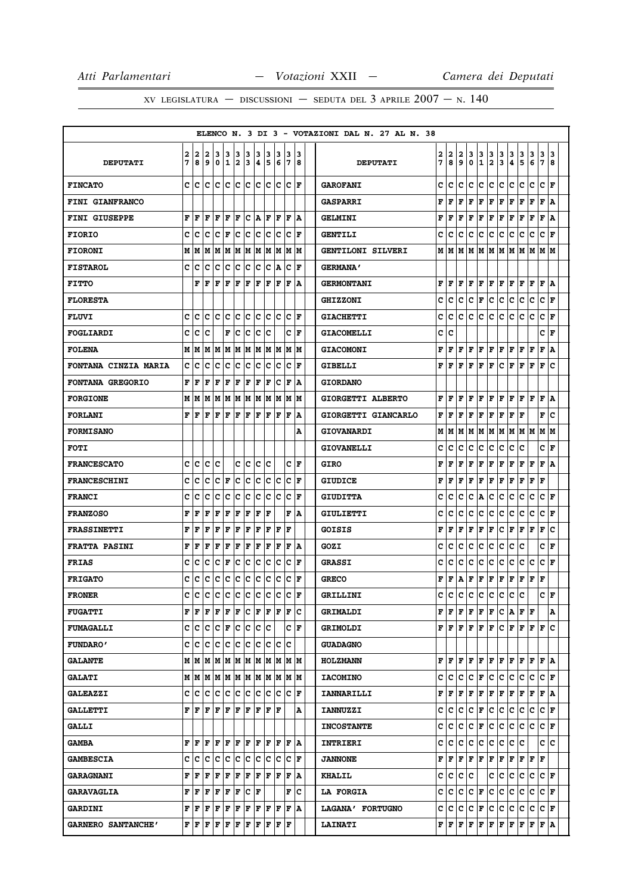ELENCO N. 3 DI 3 - VOTAZIONI DAL N. 27 AL N. 38

| DEPUTATI | 27 | 28 | 29 | 30 | 31 | 32 | 33 | 34 | 35 | 36 | 37 | 38 | DEPUTATI | 27 | 28 | 29 | 30 | 31 | 32 | 33 | 34 | 35 | 36 | 37 | 38 |
|---|---|---|---|---|---|---|---|---|---|---|---|---|---|---|---|---|---|---|---|---|---|---|---|---|---|
| FINCATO | C | C | C | C | C | C | C | C | C | C | C | F | GAROFANI | C | C | C | C | C | C | C | C | C | C | C | F |
| FINI GIANFRANCO | | | | | | | | | | | | | GASPARRI | F | F | F | F | F | F | F | F | F | F | F | A |
| FINI GIUSEPPE | F | F | F | F | F | F | C | A | F | F | F | A | GELMINI | F | F | F | F | F | F | F | F | F | F | F | A |
| FIORIO | C | C | C | C | F | C | C | C | C | C | C | F | GENTILI | C | C | C | C | C | C | C | C | C | C | C | F |
| FIORONI | M | M | M | M | M | M | M | M | M | M | M | M | GENTILONI SILVERI | M | M | M | M | M | M | M | M | M | M | M | M |
| FISTAROL | C | C | C | C | C | C | C | C | C | A | C | F | GERMANA' | | | | | | | | | | | | |
| FITTO | | F | F | F | F | F | F | F | F | F | F | A | GERMONTANI | F | F | F | F | F | F | F | F | F | F | F | A |
| FLORESTA | | | | | | | | | | | | | GHIZZONI | C | C | C | C | F | C | C | C | C | C | C | F |
| FLUVI | C | C | C | C | C | C | C | C | C | C | C | F | GIACHETTI | C | C | C | C | C | C | C | C | C | C | C | F |
| FOGLIARDI | C | C | C | | F | C | C | C | C | | C | F | GIACOMELLI | C | C | | | | | | | | | C | F |
| FOLENA | M | M | M | M | M | M | M | M | M | M | M | M | GIACOMONI | F | F | F | F | F | F | F | F | F | F | F | A |
| FONTANA CINZIA MARIA | C | C | C | C | C | C | C | C | C | C | C | F | GIBELLI | F | F | F | F | F | F | C | F | F | F | F | C |
| FONTANA GREGORIO | F | F | F | F | F | F | F | F | F | C | F | A | GIORDANO | | | | | | | | | | | | |
| FORGIONE | M | M | M | M | M | M | M | M | M | M | M | M | GIORGETTI ALBERTO | F | F | F | F | F | F | F | F | F | F | F | A |
| FORLANI | F | F | F | F | F | F | F | F | F | F | F | A | GIORGETTI GIANCARLO | F | F | F | F | F | F | F | F | F | | F | C |
| FORMISANO | | | | | | | | | | | | A | GIOVANARDI | M | M | M | M | M | M | M | M | M | M | M | M |
| FOTI | | | | | | | | | | | | | GIOVANELLI | C | C | C | C | C | C | C | C | C | | C | F |
| FRANCESCATO | C | C | C | C | | C | C | C | C | | C | F | GIRO | F | F | F | F | F | F | F | F | F | F | F | A |
| FRANCESCHINI | C | C | C | C | F | C | C | C | C | C | C | F | GIUDICE | F | F | F | F | F | F | F | F | F | F | F | |
| FRANCI | C | C | C | C | C | C | C | C | C | C | C | F | GIUDITTA | C | C | C | C | A | C | C | C | C | C | C | F |
| FRANZOSO | F | F | F | F | F | F | F | F | F | | F | A | GIULIETTI | C | C | C | C | C | C | C | C | C | C | C | F |
| FRASSINETTI | F | F | F | F | F | F | F | F | F | F | F | | GOISIS | F | F | F | F | F | F | C | F | F | F | F | C |
| FRATTA PASINI | F | F | F | F | F | F | F | F | F | F | F | A | GOZI | C | C | C | C | C | C | C | C | C | | C | F |
| FRIAS | C | C | C | C | F | C | C | C | C | C | C | F | GRASSI | C | C | C | C | C | C | C | C | C | C | C | F |
| FRIGATO | C | C | C | C | C | C | C | C | C | C | C | F | GRECO | F | F | A | F | F | F | F | F | F | F | F | |
| FRONER | C | C | C | C | C | C | C | C | C | C | C | F | GRILLINI | C | C | C | C | C | C | C | C | C | | C | F |
| FUGATTI | F | F | F | F | F | F | C | F | F | F | F | C | GRIMALDI | F | F | F | F | F | F | C | A | F | F | | A |
| FUMAGALLI | C | C | C | C | F | C | C | C | C | | C | F | GRIMOLDI | F | F | F | F | F | F | C | F | F | F | F | C |
| FUNDARO' | C | C | C | C | C | C | C | C | C | C | C | | GUADAGNO | | | | | | | | | | | | |
| GALANTE | M | M | M | M | M | M | M | M | M | M | M | M | HOLZMANN | F | F | F | F | F | F | F | F | F | F | F | A |
| GALATI | M | M | M | M | M | M | M | M | M | M | M | M | IACOMINO | C | C | C | C | F | C | C | C | C | C | C | F |
| GALEAZZI | C | C | C | C | C | C | C | C | C | C | C | F | IANNARILLI | F | F | F | F | F | F | F | F | F | F | F | A |
| GALLETTI | F | F | F | F | F | F | F | F | F | F | | A | IANNUZZI | C | C | C | C | F | C | C | C | C | C | C | F |
| GALLI | | | | | | | | | | | | | INCOSTANTE | C | C | C | C | F | C | C | C | C | C | C | F |
| GAMBA | F | F | F | F | F | F | F | F | F | F | F | A | INTRIERI | C | C | C | C | C | C | C | C | C | | C | C |
| GAMBESCIA | C | C | C | C | C | C | C | C | C | C | C | F | JANNONE | F | F | F | F | F | F | F | F | F | F | F | |
| GARAGNANI | F | F | F | F | F | F | F | F | F | F | F | A | KHALIL | C | C | C | C | | C | C | C | C | C | C | F |
| GARAVAGLIA | F | F | F | F | F | F | C | F | | | F | C | LA FORGIA | C | C | C | C | F | C | C | C | C | C | C | F |
| GARDINI | F | F | F | F | F | F | F | F | F | F | F | A | LAGANA' FORTUGNO | C | C | C | C | F | C | C | C | C | C | C | F |
| GARNERO SANTANCHE' | F | F | F | F | F | F | F | F | F | F | F | | LAINATI | F | F | F | F | F | F | F | F | F | F | F | A |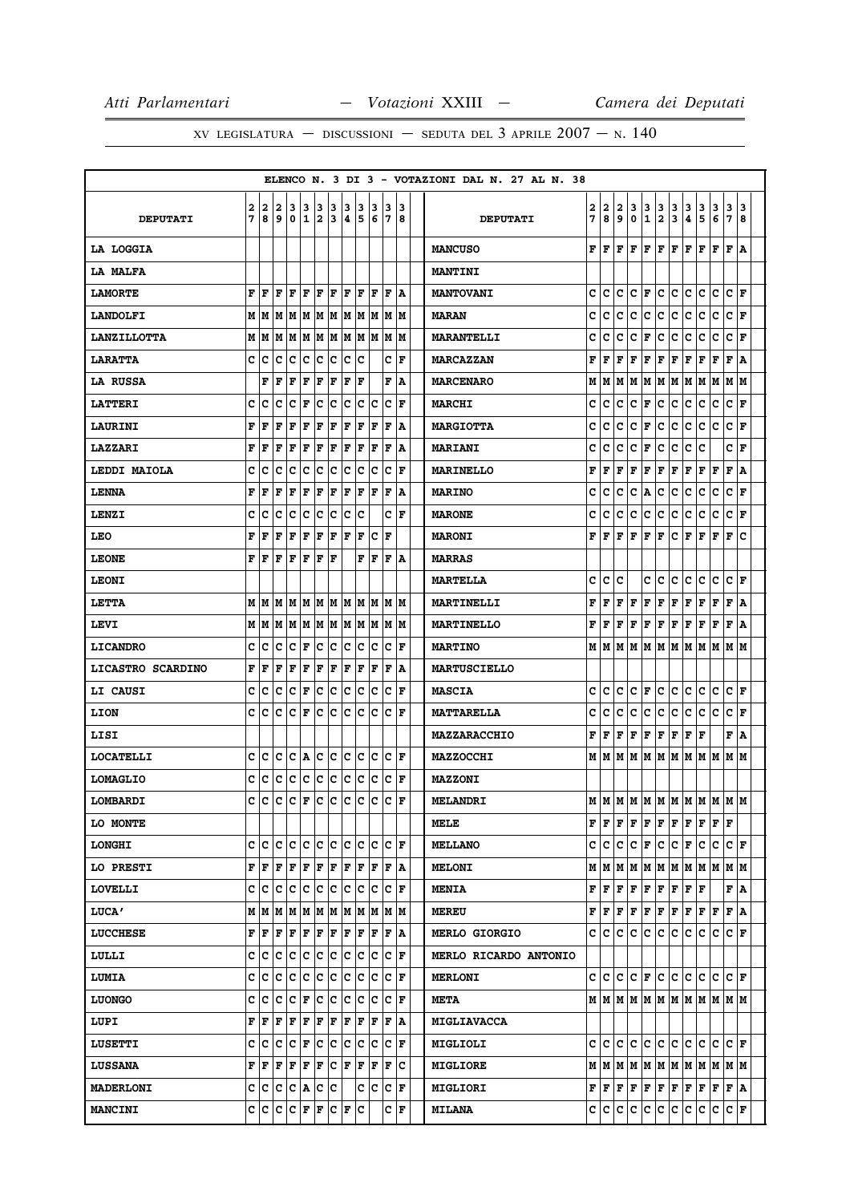ELENCO N. 3 DI 3 - VOTAZIONI DAL N. 27 AL N. 38

| DEPUTATI | 27 | 28 | 29 | 30 | 31 | 32 | 33 | 34 | 35 | 36 | 37 | 38 | DEPUTATI | 27 | 28 | 29 | 30 | 31 | 32 | 33 | 34 | 35 | 36 | 37 | 38 |
|---|---|---|---|---|---|---|---|---|---|---|---|---|---|---|---|---|---|---|---|---|---|---|---|---|---|
| LA LOGGIA | | | | | | | | | | | | | MANCUSO | F | F | F | F | F | F | F | F | F | F | F | A |
| LA MALFA | | | | | | | | | | | | | MANTINI | | | | | | | | | | | | |
| LAMORTE | F | F | F | F | F | F | F | F | F | F | F | A | MANTOVANI | C | C | C | C | F | C | C | C | C | C | C | F |
| LANDOLFI | M | M | M | M | M | M | M | M | M | M | M | M | MARAN | C | C | C | C | C | C | C | C | C | C | C | F |
| LANZILLOTTA | M | M | M | M | M | M | M | M | M | M | M | M | MARANTELLI | C | C | C | C | F | C | C | C | C | C | C | F |
| LARATTA | C | C | C | C | C | C | C | C | C | | C | F | MARCAZZAN | F | F | F | F | F | F | F | F | F | F | F | A |
| LA RUSSA | | F | F | F | F | F | F | F | F | | F | A | MARCENARO | M | M | M | M | M | M | M | M | M | M | M | M |
| LATTERI | C | C | C | C | F | C | C | C | C | C | C | F | MARCHI | C | C | C | C | F | C | C | C | C | C | C | F |
| LAURINI | F | F | F | F | F | F | F | F | F | F | F | A | MARGIOTTA | C | C | C | C | F | C | C | C | C | C | C | F |
| LAZZARI | F | F | F | F | F | F | F | F | F | F | F | A | MARIANI | C | C | C | C | F | C | C | C | C | | C | F |
| LEDDI MAIOLA | C | C | C | C | C | C | C | C | C | C | C | F | MARINELLO | F | F | F | F | F | F | F | F | F | F | F | A |
| LENNA | F | F | F | F | F | F | F | F | F | F | F | A | MARINO | C | C | C | C | A | C | C | C | C | C | C | F |
| LENZI | C | C | C | C | C | C | C | C | C | | C | F | MARONE | C | C | C | C | C | C | C | C | C | C | C | F |
| LEO | F | F | F | F | F | F | F | F | F | C | F | | MARONI | F | F | F | F | F | F | C | F | F | F | F | C |
| LEONE | F | F | F | F | F | F | F | | F | F | F | A | MARRAS | | | | | | | | | | | | |
| LEONI | | | | | | | | | | | | | MARTELLA | C | C | C | | C | C | C | C | C | C | C | F |
| LETTA | M | M | M | M | M | M | M | M | M | M | M | M | MARTINELLI | F | F | F | F | F | F | F | F | F | F | F | A |
| LEVI | M | M | M | M | M | M | M | M | M | M | M | M | MARTINELLO | F | F | F | F | F | F | F | F | F | F | F | A |
| LICANDRO | C | C | C | C | F | C | C | C | C | C | C | F | MARTINO | M | M | M | M | M | M | M | M | M | M | M | M |
| LICASTRO SCARDINO | F | F | F | F | F | F | F | F | F | F | F | A | MARTUSCIELLO | | | | | | | | | | | | |
| LI CAUSI | C | C | C | C | F | C | C | C | C | C | C | F | MASCIA | C | C | C | C | F | C | C | C | C | C | C | F |
| LION | C | C | C | C | F | C | C | C | C | C | C | F | MATTARELLA | C | C | C | C | C | C | C | C | C | C | C | F |
| LISI | | | | | | | | | | | | | MAZZARACCHIO | F | F | F | F | F | F | F | F | F | | F | A |
| LOCATELLI | C | C | C | C | A | C | C | C | C | C | C | F | MAZZOCCHI | M | M | M | M | M | M | M | M | M | M | M | M |
| LOMAGLIO | C | C | C | C | C | C | C | C | C | C | C | F | MAZZONI | | | | | | | | | | | | |
| LOMBARDI | C | C | C | C | F | C | C | C | C | C | C | F | MELANDRI | M | M | M | M | M | M | M | M | M | M | M | M |
| LO MONTE | | | | | | | | | | | | | MELE | F | F | F | F | F | F | F | F | F | F | F | |
| LONGHI | C | C | C | C | C | C | C | C | C | C | C | F | MELLANO | C | C | C | C | F | C | C | F | C | C | C | F |
| LO PRESTI | F | F | F | F | F | F | F | F | F | F | F | A | MELONI | M | M | M | M | M | M | M | M | M | M | M | M |
| LOVELLI | C | C | C | C | C | C | C | C | C | C | C | F | MENIA | F | F | F | F | F | F | F | F | F | | F | A |
| LUCA' | M | M | M | M | M | M | M | M | M | M | M | M | MEREU | F | F | F | F | F | F | F | F | F | F | F | A |
| LUCCHESE | F | F | F | F | F | F | F | F | F | F | F | A | MERLO GIORGIO | C | C | C | C | C | C | C | C | C | C | C | F |
| LULLI | C | C | C | C | C | C | C | C | C | C | C | F | MERLO RICARDO ANTONIO | | | | | | | | | | | | |
| LUMIA | C | C | C | C | C | C | C | C | C | C | C | F | MERLONI | C | C | C | C | F | C | C | C | C | C | C | F |
| LUONGO | C | C | C | C | F | C | C | C | C | C | C | F | META | M | M | M | M | M | M | M | M | M | M | M | M |
| LUPI | F | F | F | F | F | F | F | F | F | F | F | A | MIGLIAVACCA | | | | | | | | | | | | |
| LUSETTI | C | C | C | C | F | C | C | C | C | C | C | F | MIGLIOLI | C | C | C | C | C | C | C | C | C | C | C | F |
| LUSSANA | F | F | F | F | F | F | C | F | F | F | F | C | MIGLIORE | M | M | M | M | M | M | M | M | M | M | M | M |
| MADERLONI | C | C | C | C | A | C | C | | C | C | C | F | MIGLIORI | F | F | F | F | F | F | F | F | F | F | F | A |
| MANCINI | C | C | C | C | F | F | C | F | C | | C | F | MILANA | C | C | C | C | C | C | C | C | C | C | C | F |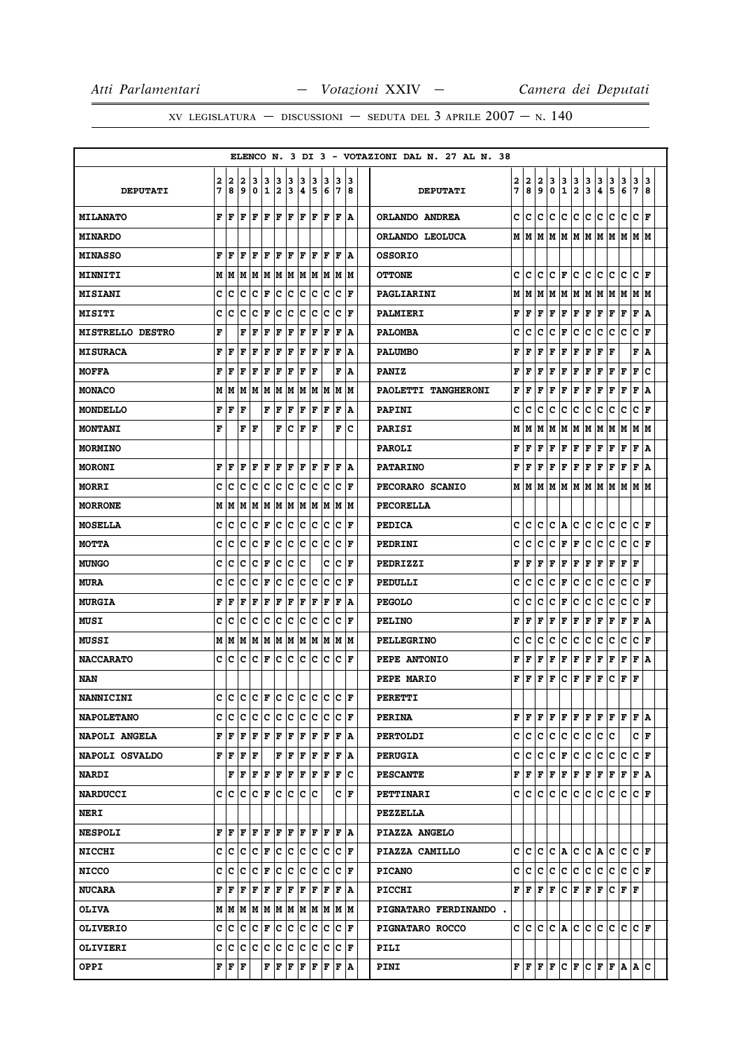ELENCO N. 3 DI 3 - VOTAZIONI DAL N. 27 AL N. 38

| DEPUTATI | 27 | 28 | 29 | 30 | 31 | 32 | 33 | 34 | 35 | 36 | 37 | 38 | DEPUTATI | 27 | 28 | 29 | 30 | 31 | 32 | 33 | 34 | 35 | 36 | 37 | 38 |
|---|---|---|---|---|---|---|---|---|---|---|---|---|---|---|---|---|---|---|---|---|---|---|---|---|---|
| MILANATO | F | F | F | F | F | F | F | F | F | F | F | A | ORLANDO ANDREA | C | C | C | C | C | C | C | C | C | C | C | F |
| MINARDO | | | | | | | | | | | | | ORLANDO LEOLUCA | M | M | M | M | M | M | M | M | M | M | M | M |
| MINASSO | F | F | F | F | F | F | F | F | F | F | F | A | OSSORIO | | | | | | | | | | | | |
| MINNITI | M | M | M | M | M | M | M | M | M | M | M | M | OTTONE | C | C | C | C | F | C | C | C | C | C | C | F |
| MISIANI | C | C | C | C | F | C | C | C | C | C | C | F | PAGLIARINI | M | M | M | M | M | M | M | M | M | M | M | M |
| MISITI | C | C | C | C | F | C | C | C | C | C | C | F | PALMIERI | F | F | F | F | F | F | F | F | F | F | F | A |
| MISTRELLO DESTRO | F | | F | F | F | F | F | F | F | F | F | A | PALOMBA | C | C | C | C | F | C | C | C | C | C | C | F |
| MISURACA | F | F | F | F | F | F | F | F | F | F | F | A | PALUMBO | F | F | F | F | F | F | F | F | F | | F | A |
| MOFFA | F | F | F | F | F | F | F | F | F | | F | A | PANIZ | F | F | F | F | F | F | F | F | F | F | F | C |
| MONACO | M | M | M | M | M | M | M | M | M | M | M | M | PAOLETTI TANGHERONI | F | F | F | F | F | F | F | F | F | F | F | A |
| MONDELLO | F | F | F | | F | F | F | F | F | F | F | A | PAPINI | C | C | C | C | C | C | C | C | C | C | C | F |
| MONTANI | F | | F | F | | F | C | F | F | | F | C | PARISI | M | M | M | M | M | M | M | M | M | M | M | M |
| MORMINO | | | | | | | | | | | | | PAROLI | F | F | F | F | F | F | F | F | F | F | F | A |
| MORONI | F | F | F | F | F | F | F | F | F | F | F | A | PATARINO | F | F | F | F | F | F | F | F | F | F | F | A |
| MORRI | C | C | C | C | C | C | C | C | C | C | C | F | PECORARO SCANIO | M | M | M | M | M | M | M | M | M | M | M | M |
| MORRONE | M | M | M | M | M | M | M | M | M | M | M | M | PECORELLA | | | | | | | | | | | | |
| MOSELLA | C | C | C | C | F | C | C | C | C | C | C | F | PEDICA | C | C | C | C | A | C | C | C | C | C | C | F |
| MOTTA | C | C | C | C | F | C | C | C | C | C | C | F | PEDRINI | C | C | C | C | F | F | C | C | C | C | C | F |
| MUNGO | C | C | C | C | F | C | C | C | | C | C | F | PEDRIZZI | F | F | F | F | F | F | F | F | F | F | F | |
| MURA | C | C | C | C | F | C | C | C | C | C | C | F | PEDULLI | C | C | C | C | F | C | C | C | C | C | C | F |
| MURGIA | F | F | F | F | F | F | F | F | F | F | F | A | PEGOLO | C | C | C | C | F | C | C | C | C | C | C | F |
| MUSI | C | C | C | C | C | C | C | C | C | C | C | F | PELINO | F | F | F | F | F | F | F | F | F | F | F | A |
| MUSSI | M | M | M | M | M | M | M | M | M | M | M | M | PELLEGRINO | C | C | C | C | C | C | C | C | C | C | C | F |
| NACCARATO | C | C | C | C | F | C | C | C | C | C | C | F | PEPE ANTONIO | F | F | F | F | F | F | F | F | F | F | F | A |
| NAN | | | | | | | | | | | | | PEPE MARIO | F | F | F | F | C | F | F | F | C | F | F | |
| NANNICINI | C | C | C | C | F | C | C | C | C | C | C | F | PERETTI | | | | | | | | | | | | |
| NAPOLETANO | C | C | C | C | C | C | C | C | C | C | C | F | PERINA | F | F | F | F | F | F | F | F | F | F | F | A |
| NAPOLI ANGELA | F | F | F | F | F | F | F | F | F | F | F | A | PERTOLDI | C | C | C | C | C | C | C | C | C | | C | F |
| NAPOLI OSVALDO | F | F | F | F | | F | F | F | F | F | F | A | PERUGIA | C | C | C | C | F | C | C | C | C | C | C | F |
| NARDI | | F | F | F | F | F | F | F | F | F | F | C | PESCANTE | F | F | F | F | F | F | F | F | F | F | F | A |
| NARDUCCI | C | C | C | C | F | C | C | C | C | | C | F | PETTINARI | C | C | C | C | C | C | C | C | C | C | C | F |
| NERI | | | | | | | | | | | | | PEZZELLA | | | | | | | | | | | | |
| NESPOLI | F | F | F | F | F | F | F | F | F | F | F | A | PIAZZA ANGELO | | | | | | | | | | | | |
| NICCHI | C | C | C | C | F | C | C | C | C | C | C | F | PIAZZA CAMILLO | C | C | C | C | A | C | C | A | C | C | C | F |
| NICCO | C | C | C | C | F | C | C | C | C | C | C | F | PICANO | C | C | C | C | C | C | C | C | C | C | C | F |
| NUCARA | F | F | F | F | F | F | F | F | F | F | F | A | PICCHI | F | F | F | F | C | F | F | F | C | F | F | |
| OLIVA | M | M | M | M | M | M | M | M | M | M | M | M | PIGNATARO FERDINANDO . | | | | | | | | | | | | |
| OLIVERIO | C | C | C | C | F | C | C | C | C | C | C | F | PIGNATARO ROCCO | C | C | C | C | A | C | C | C | C | C | C | F |
| OLIVIERI | C | C | C | C | C | C | C | C | C | C | C | F | PILI | | | | | | | | | | | | |
| OPPI | F | F | F | | F | F | F | F | F | F | F | A | PINI | F | F | F | F | C | F | C | F | F | A | A | C |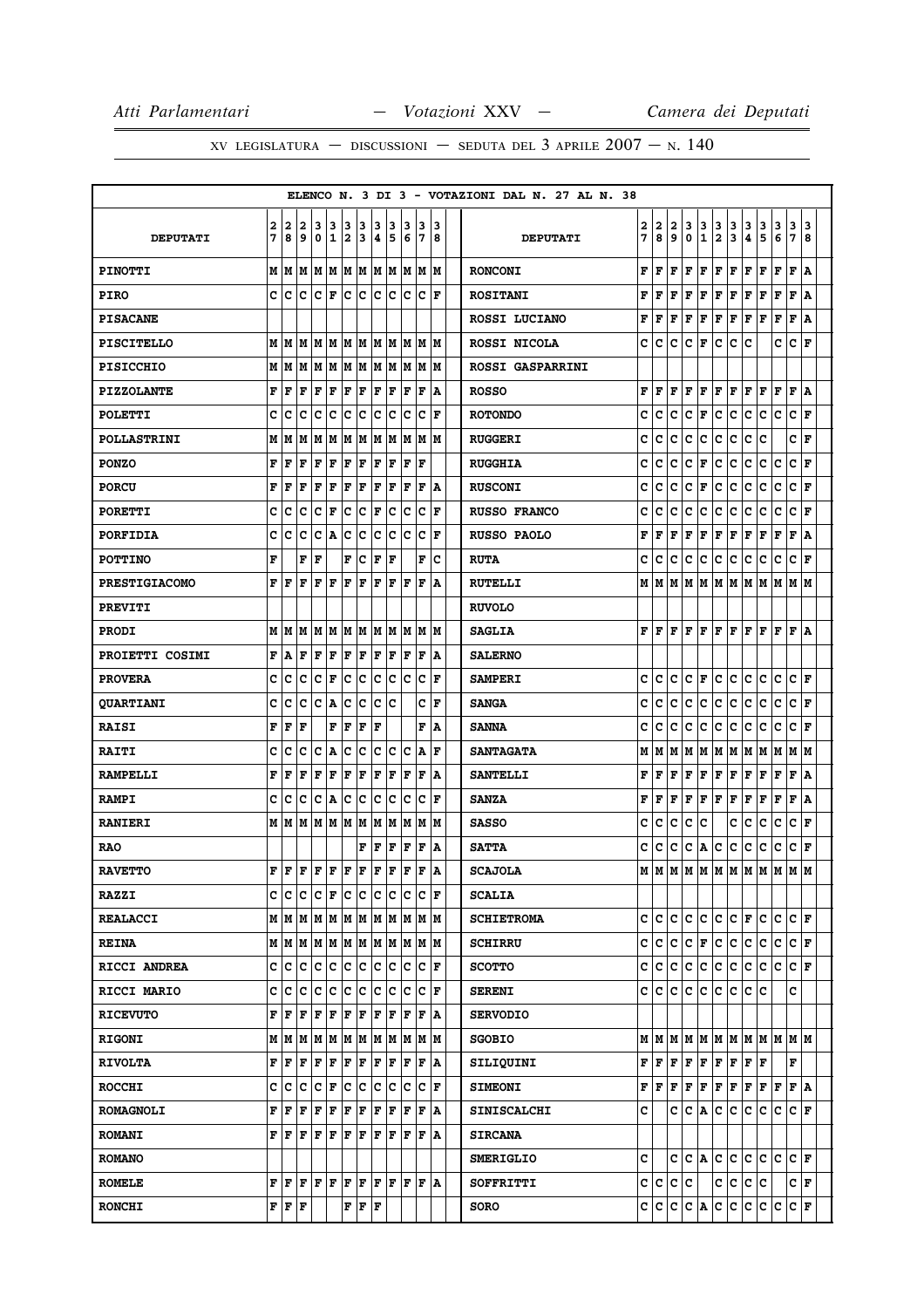ELENCO N. 3 DI 3 - VOTAZIONI DAL N. 27 AL N. 38

| DEPUTATI | 27 | 28 | 29 | 30 | 31 | 32 | 33 | 34 | 35 | 36 | 37 | 38 |
|---|---|---|---|---|---|---|---|---|---|---|---|---|
| PINOTTI | M | M | M | M | M | M | M | M | M | M | M | M |
| PIRO | C | C | C | C | F | C | C | C | C | C | C | F |
| PISACANE | | | | | | | | | | | | |
| PISCITELLO | M | M | M | M | M | M | M | M | M | M | M | M |
| PISICCHIO | M | M | M | M | M | M | M | M | M | M | M | M |
| PIZZOLANTE | F | F | F | F | F | F | F | F | F | F | F | A |
| POLETTI | C | C | C | C | C | C | C | C | C | C | C | F |
| POLLASTRINI | M | M | M | M | M | M | M | M | M | M | M | M |
| PONZO | F | F | F | F | F | F | F | F | F | F | F | |
| PORCU | F | F | F | F | F | F | F | F | F | F | F | A |
| PORETTI | C | C | C | C | F | C | C | F | C | C | C | F |
| PORFIDIA | C | C | C | C | A | C | C | C | C | C | C | F |
| POTTINO | F | | F | F | | F | C | F | F | | F | C |
| PRESTIGIACOMO | F | F | F | F | F | F | F | F | F | F | F | A |
| PREVITI | | | | | | | | | | | | |
| PRODI | M | M | M | M | M | M | M | M | M | M | M | M |
| PROIETTI COSIMI | F | A | F | F | F | F | F | F | F | F | F | A |
| PROVERA | C | C | C | C | F | C | C | C | C | C | C | F |
| QUARTIANI | C | C | C | C | A | C | C | C | C | | C | F |
| RAISI | F | F | F | | F | F | F | F | | | F | A |
| RAITI | C | C | C | C | A | C | C | C | C | C | A | F |
| RAMPELLI | F | F | F | F | F | F | F | F | F | F | F | A |
| RAMPI | C | C | C | C | A | C | C | C | C | C | C | F |
| RANIERI | M | M | M | M | M | M | M | M | M | M | M | M |
| RAO | | | | | | | F | F | F | F | F | A |
| RAVETTO | F | F | F | F | F | F | F | F | F | F | F | A |
| RAZZI | C | C | C | C | F | C | C | C | C | C | C | F |
| REALACCI | M | M | M | M | M | M | M | M | M | M | M | M |
| REINA | M | M | M | M | M | M | M | M | M | M | M | M |
| RICCI ANDREA | C | C | C | C | C | C | C | C | C | C | C | F |
| RICCI MARIO | C | C | C | C | C | C | C | C | C | C | C | F |
| RICEVUTO | F | F | F | F | F | F | F | F | F | F | F | A |
| RIGONI | M | M | M | M | M | M | M | M | M | M | M | M |
| RIVOLTA | F | F | F | F | F | F | F | F | F | F | F | A |
| ROCCHI | C | C | C | C | F | C | C | C | C | C | C | F |
| ROMAGNOLI | F | F | F | F | F | F | F | F | F | F | F | A |
| ROMANI | F | F | F | F | F | F | F | F | F | F | F | A |
| ROMANO | | | | | | | | | | | | |
| ROMELE | F | F | F | F | F | F | F | F | F | F | F | A |
| RONCHI | F | F | F | | | F | F | F | | | | |
| RONCONI | F | F | F | F | F | F | F | F | F | F | F | A |
| ROSITANI | F | F | F | F | F | F | F | F | F | F | F | A |
| ROSSI LUCIANO | F | F | F | F | F | F | F | F | F | F | F | A |
| ROSSI NICOLA | C | C | C | C | F | C | C | C | | C | C | F |
| ROSSI GASPARRINI | | | | | | | | | | | | |
| ROSSO | F | F | F | F | F | F | F | F | F | F | F | A |
| ROTONDO | C | C | C | C | F | C | C | C | C | C | C | F |
| RUGGERI | C | C | C | C | C | C | C | C | C | | C | F |
| RUGGHIA | C | C | C | C | F | C | C | C | C | C | C | F |
| RUSCONI | C | C | C | C | F | C | C | C | C | C | C | F |
| RUSSO FRANCO | C | C | C | C | C | C | C | C | C | C | C | F |
| RUSSO PAOLO | F | F | F | F | F | F | F | F | F | F | F | A |
| RUTA | C | C | C | C | C | C | C | C | C | C | C | F |
| RUTELLI | M | M | M | M | M | M | M | M | M | M | M | M |
| RUVOLO | | | | | | | | | | | | |
| SAGLIA | F | F | F | F | F | F | F | F | F | F | F | A |
| SALERNO | | | | | | | | | | | | |
| SAMPERI | C | C | C | C | F | C | C | C | C | C | C | F |
| SANGA | C | C | C | C | C | C | C | C | C | C | C | F |
| SANNA | C | C | C | C | C | C | C | C | C | C | C | F |
| SANTAGATA | M | M | M | M | M | M | M | M | M | M | M | M |
| SANTELLI | F | F | F | F | F | F | F | F | F | F | F | A |
| SANZA | F | F | F | F | F | F | F | F | F | F | F | A |
| SASSO | C | C | C | C | C | | C | C | C | C | C | F |
| SATTA | C | C | C | C | A | C | C | C | C | C | C | F |
| SCAJOLA | M | M | M | M | M | M | M | M | M | M | M | M |
| SCALIA | | | | | | | | | | | | |
| SCHIETROMA | C | C | C | C | C | C | C | F | C | C | C | F |
| SCHIRRU | C | C | C | C | F | C | C | C | C | C | C | F |
| SCOTTO | C | C | C | C | C | C | C | C | C | C | C | F |
| SERENI | C | C | C | C | C | C | C | C | C | | C | |
| SERVODIO | | | | | | | | | | | | |
| SGOBIO | M | M | M | M | M | M | M | M | M | M | M | M |
| SILIQUINI | F | F | F | F | F | F | F | F | F | | F | |
| SIMEONI | F | F | F | F | F | F | F | F | F | F | F | A |
| SINISCALCHI | C | | C | C | A | C | C | C | C | C | C | F |
| SIRCANA | | | | | | | | | | | | |
| SMERIGLIO | C | | C | C | A | C | C | C | C | C | C | F |
| SOFFRITTI | C | C | C | C | | C | C | C | C | | C | F |
| SORO | C | C | C | C | A | C | C | C | C | C | C | F |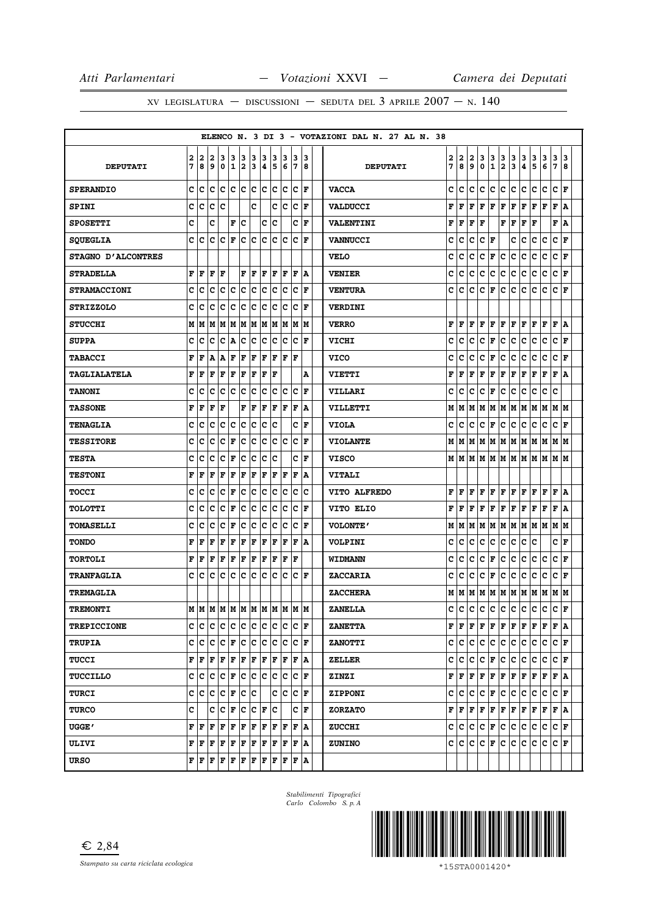ELENCO N. 3 DI 3 - VOTAZIONI DAL N. 27 AL N. 38

| DEPUTATI | 27 | 28 | 29 | 30 | 31 | 32 | 33 | 34 | 35 | 36 | 37 | 38 |
|---|---|---|---|---|---|---|---|---|---|---|---|---|
| **SPERANDIO** | C | C | C | C | C | C | C | C | C | C | C | F |
| **SPINI** | C | C | C | C | | | C | | C | C | C | F |
| **SPOSETTI** | C | | C | | F | C | | C | C | | C | F |
| **SQUEGLIA** | C | C | C | C | F | C | C | C | C | C | C | F |
| **STAGNO D'ALCONTRES** | | | | | | | | | | | | |
| **STRADELLA** | F | F | F | F | | F | F | F | F | F | F | A |
| **STRAMACCIONI** | C | C | C | C | C | C | C | C | C | C | C | F |
| **STRIZZOLO** | C | C | C | C | C | C | C | C | C | C | C | F |
| **STUCCHI** | M | M | M | M | M | M | M | M | M | M | M | M |
| **SUPPA** | C | C | C | C | A | C | C | C | C | C | C | F |
| **TABACCI** | F | F | A | A | F | F | F | F | F | F | F | |
| **TAGLIALATELA** | F | F | F | F | F | F | F | F | F | | | A |
| **TANONI** | C | C | C | C | C | C | C | C | C | C | C | F |
| **TASSONE** | F | F | F | F | | F | F | F | F | F | F | A |
| **TENAGLIA** | C | C | C | C | C | C | C | C | C | | C | F |
| **TESSITORE** | C | C | C | C | F | C | C | C | C | C | C | F |
| **TESTA** | C | C | C | C | F | C | C | C | C | | C | F |
| **TESTONI** | F | F | F | F | F | F | F | F | F | F | F | A |
| **TOCCI** | C | C | C | C | F | C | C | C | C | C | C | C |
| **TOLOTTI** | C | C | C | C | F | C | C | C | C | C | C | F |
| **TOMASELLI** | C | C | C | C | F | C | C | C | C | C | C | F |
| **TONDO** | F | F | F | F | F | F | F | F | F | F | F | A |
| **TORTOLI** | F | F | F | F | F | F | F | F | F | F | F | |
| **TRANFAGLIA** | C | C | C | C | C | C | C | C | C | C | C | F |
| **TREMAGLIA** | | | | | | | | | | | | |
| **TREMONTI** | M | M | M | M | M | M | M | M | M | M | M | M |
| **TREPICCIONE** | C | C | C | C | C | C | C | C | C | C | C | F |
| **TRUPIA** | C | C | C | C | F | C | C | C | C | C | C | F |
| **TUCCI** | F | F | F | F | F | F | F | F | F | F | F | A |
| **TUCCILLO** | C | C | C | C | F | C | C | C | C | C | C | F |
| **TURCI** | C | C | C | C | F | C | C | | C | C | C | F |
| **TURCO** | C | | C | C | F | C | C | F | C | | C | F |
| **UGGE'** | F | F | F | F | F | F | F | F | F | F | F | A |
| **ULIVI** | F | F | F | F | F | F | F | F | F | F | F | A |
| **URSO** | F | F | F | F | F | F | F | F | F | F | F | A |
| **VACCA** | C | C | C | C | C | C | C | C | C | C | C | F |
| **VALDUCCI** | F | F | F | F | F | F | F | F | F | F | F | A |
| **VALENTINI** | F | F | F | F | | F | F | F | F | | F | A |
| **VANNUCCI** | C | C | C | C | F | | C | C | C | C | C | F |
| **VELO** | C | C | C | C | F | C | C | C | C | C | C | F |
| **VENIER** | C | C | C | C | C | C | C | C | C | C | C | F |
| **VENTURA** | C | C | C | C | F | C | C | C | C | C | C | F |
| **VERDINI** | | | | | | | | | | | | |
| **VERRO** | F | F | F | F | F | F | F | F | F | F | F | A |
| **VICHI** | C | C | C | C | F | C | C | C | C | C | C | F |
| **VICO** | C | C | C | C | F | C | C | C | C | C | C | F |
| **VIETTI** | F | F | F | F | F | F | F | F | F | F | F | A |
| **VILLARI** | C | C | C | C | F | C | C | C | C | C | C | |
| **VILLETTI** | M | M | M | M | M | M | M | M | M | M | M | M |
| **VIOLA** | C | C | C | C | F | C | C | C | C | C | C | F |
| **VIOLANTE** | M | M | M | M | M | M | M | M | M | M | M | M |
| **VISCO** | M | M | M | M | M | M | M | M | M | M | M | M |
| **VITALI** | | | | | | | | | | | | |
| **VITO ALFREDO** | F | F | F | F | F | F | F | F | F | F | F | A |
| **VITO ELIO** | F | F | F | F | F | F | F | F | F | F | F | A |
| **VOLONTE'** | M | M | M | M | M | M | M | M | M | M | M | M |
| **VOLPINI** | C | C | C | C | C | C | C | C | C | | C | F |
| **WIDMANN** | C | C | C | C | F | C | C | C | C | C | C | F |
| **ZACCARIA** | C | C | C | C | F | C | C | C | C | C | C | F |
| **ZACCHERA** | M | M | M | M | M | M | M | M | M | M | M | M |
| **ZANELLA** | C | C | C | C | C | C | C | C | C | C | C | F |
| **ZANETTA** | F | F | F | F | F | F | F | F | F | F | F | A |
| **ZANOTTI** | C | C | C | C | C | C | C | C | C | C | C | F |
| **ZELLER** | C | C | C | C | F | C | C | C | C | C | C | F |
| **ZINZI** | F | F | F | F | F | F | F | F | F | F | F | A |
| **ZIPPONI** | C | C | C | C | F | C | C | C | C | C | C | F |
| **ZORZATO** | F | F | F | F | F | F | F | F | F | F | F | A |
| **ZUCCHI** | C | C | C | C | F | C | C | C | C | C | C | F |
| **ZUNINO** | C | C | C | C | F | C | C | C | C | C | C | F |

*Stabilimenti Tipografici Carlo Colombo S. p. A.*

€ 2,84

*Stampato su carta riciclata ecologica*

*15STA0001420*